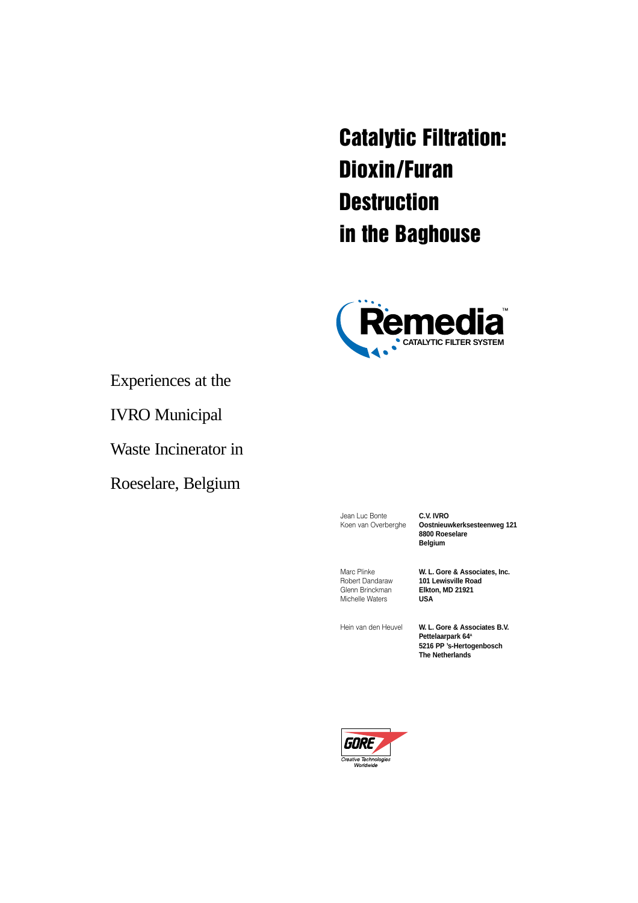# Catalytic Filtration: Dioxin/Furan Destruction in the Baghouse

Remedia™
CATALYTIC FILTER SYSTEM

Experiences at the IVRO Municipal Waste Incinerator in Roeselare, Belgium

Jean Luc Bonte
Koen van Overberghe

**C.V. IVRO**
**Oostnieuwkerksesteenweg 121**
**8800 Roeselare**
**Belgium**

Marc Plinke
Robert Dandaraw
Glenn Brinckman
Michelle Waters

**W. L. Gore & Associates, Inc.**
**101 Lewisville Road**
**Elkton, MD 21921**
**USA**

Hein van den Heuvel

**W. L. Gore & Associates B.V.**
**Pettelaarpark 64[A]**
**5216 PP 's-Hertogenbosch**
**The Netherlands**

GORE
Creative Technologies Worldwide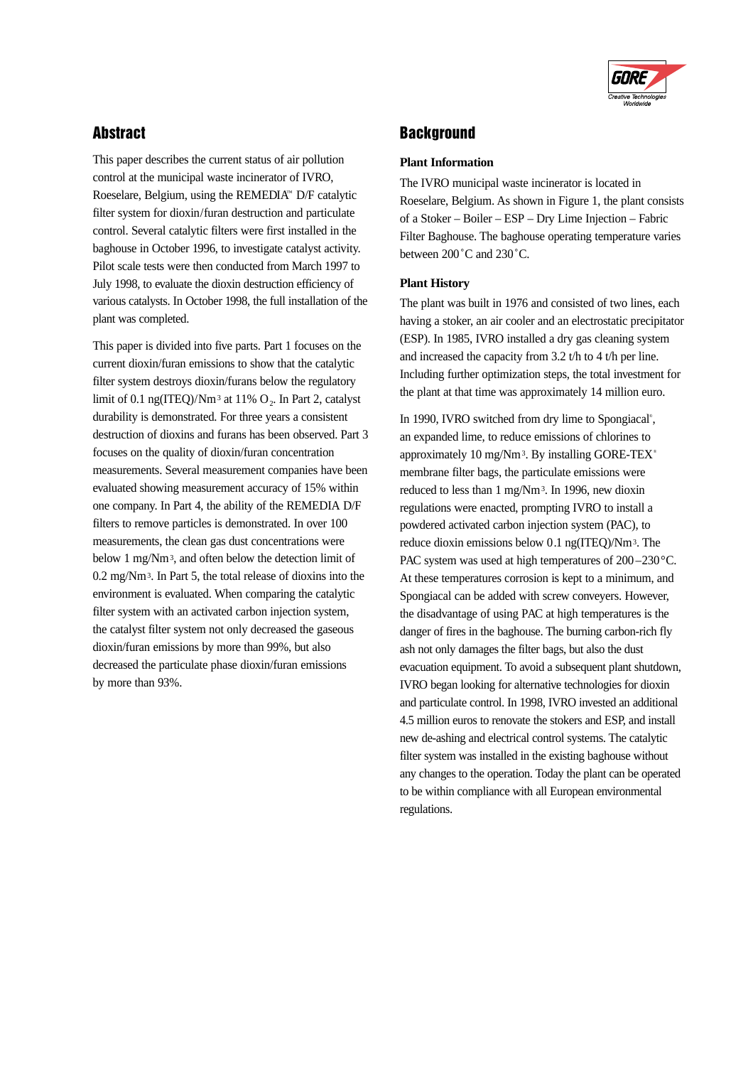## Abstract

This paper describes the current status of air pollution control at the municipal waste incinerator of IVRO, Roeselare, Belgium, using the REMEDIA™ D/F catalytic filter system for dioxin/furan destruction and particulate control. Several catalytic filters were first installed in the baghouse in October 1996, to investigate catalyst activity. Pilot scale tests were then conducted from March 1997 to July 1998, to evaluate the dioxin destruction efficiency of various catalysts. In October 1998, the full installation of the plant was completed.

This paper is divided into five parts. Part 1 focuses on the current dioxin/furan emissions to show that the catalytic filter system destroys dioxin/furans below the regulatory limit of 0.1 ng(ITEQ)/$Nm^3$ at 11% $O_2$. In Part 2, catalyst durability is demonstrated. For three years a consistent destruction of dioxins and furans has been observed. Part 3 focuses on the quality of dioxin/furan concentration measurements. Several measurement companies have been evaluated showing measurement accuracy of 15% within one company. In Part 4, the ability of the REMEDIA D/F filters to remove particles is demonstrated. In over 100 measurements, the clean gas dust concentrations were below 1 mg/$Nm^3$, and often below the detection limit of 0.2 mg/$Nm^3$. In Part 5, the total release of dioxins into the environment is evaluated. When comparing the catalytic filter system with an activated carbon injection system, the catalyst filter system not only decreased the gaseous dioxin/furan emissions by more than 99%, but also decreased the particulate phase dioxin/furan emissions by more than 93%.

## Background

**Plant Information**

The IVRO municipal waste incinerator is located in Roeselare, Belgium. As shown in Figure 1, the plant consists of a Stoker – Boiler – ESP – Dry Lime Injection – Fabric Filter Baghouse. The baghouse operating temperature varies between 200˚C and 230˚C.

**Plant History**

The plant was built in 1976 and consisted of two lines, each having a stoker, an air cooler and an electrostatic precipitator (ESP). In 1985, IVRO installed a dry gas cleaning system and increased the capacity from 3.2 t/h to 4 t/h per line. Including further optimization steps, the total investment for the plant at that time was approximately 14 million euro.

In 1990, IVRO switched from dry lime to Spongiacal®, an expanded lime, to reduce emissions of chlorines to approximately 10 mg/$Nm^3$. By installing GORE-TEX® membrane filter bags, the particulate emissions were reduced to less than 1 mg/$Nm^3$. In 1996, new dioxin regulations were enacted, prompting IVRO to install a powdered activated carbon injection system (PAC), to reduce dioxin emissions below 0.1 ng(ITEQ)/$Nm^3$. The PAC system was used at high temperatures of 200–230°C. At these temperatures corrosion is kept to a minimum, and Spongiacal can be added with screw conveyers. However, the disadvantage of using PAC at high temperatures is the danger of fires in the baghouse. The burning carbon-rich fly ash not only damages the filter bags, but also the dust evacuation equipment. To avoid a subsequent plant shutdown, IVRO began looking for alternative technologies for dioxin and particulate control. In 1998, IVRO invested an additional 4.5 million euros to renovate the stokers and ESP, and install new de-ashing and electrical control systems. The catalytic filter system was installed in the existing baghouse without any changes to the operation. Today the plant can be operated to be within compliance with all European environmental regulations.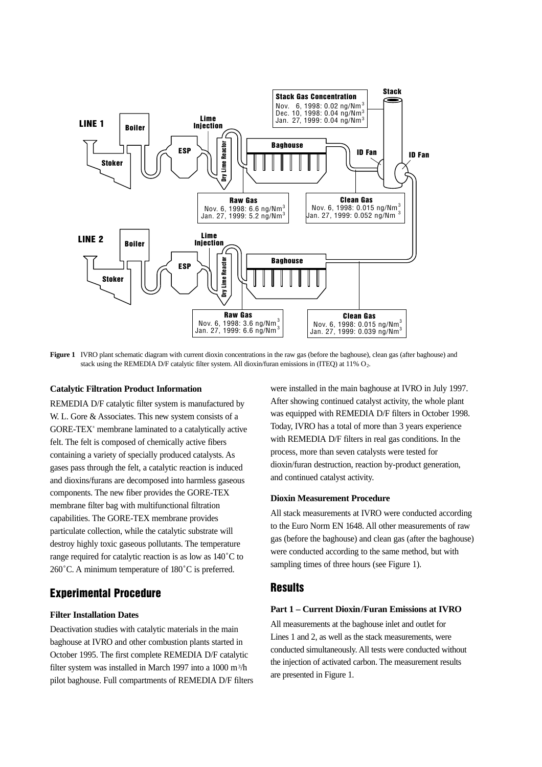LINE 1

Boiler

Stoker

ESP

Lime Injection

Dry Lime Reactor

Baghouse

ID Fan

Stack

ID Fan

**Stack Gas Concentration**
Nov. 6, 1998: 0.02 ng/Nm$^3$
Dec. 10, 1998: 0.04 ng/Nm$^3$
Jan. 27, 1999: 0.04 ng/Nm$^3$

**Raw Gas**
Nov. 6, 1998: 6.6 ng/Nm$^3$
Jan. 27, 1999: 5.2 ng/Nm$^3$

**Clean Gas**
Nov. 6, 1998: 0.015 ng/Nm$^3$
Jan. 27, 1999: 0.052 ng/Nm$^3$

LINE 2

Boiler

Stoker

ESP

Lime Injection

Dry Lime Reactor

Baghouse

**Raw Gas**
Nov. 6, 1998: 3.6 ng/Nm$^3$
Jan. 27, 1999: 6.6 ng/Nm$^3$

**Clean Gas**
Nov. 6, 1998: 0.015 ng/Nm$^3$
Jan. 27, 1999: 0.039 ng/Nm$^3$

**Figure 1** IVRO plant schematic diagram with current dioxin concentrations in the raw gas (before the baghouse), clean gas (after baghouse) and stack using the REMEDIA D/F catalytic filter system. All dioxin/furan emissions in (ITEQ) at 11% $O_2$.

**Catalytic Filtration Product Information**

REMEDIA D/F catalytic filter system is manufactured by W. L. Gore & Associates. This new system consists of a GORE-TEX® membrane laminated to a catalytically active felt. The felt is composed of chemically active fibers containing a variety of specially produced catalysts. As gases pass through the felt, a catalytic reaction is induced and dioxins/furans are decomposed into harmless gaseous components. The new fiber provides the GORE-TEX membrane filter bag with multifunctional filtration capabilities. The GORE-TEX membrane provides particulate collection, while the catalytic substrate will destroy highly toxic gaseous pollutants. The temperature range required for catalytic reaction is as low as 140˚C to 260˚C. A minimum temperature of 180˚C is preferred.

## Experimental Procedure

**Filter Installation Dates**

Deactivation studies with catalytic materials in the main baghouse at IVRO and other combustion plants started in October 1995. The first complete REMEDIA D/F catalytic filter system was installed in March 1997 into a 1000 m$^3$/h pilot baghouse. Full compartments of REMEDIA D/F filters were installed in the main baghouse at IVRO in July 1997. After showing continued catalyst activity, the whole plant was equipped with REMEDIA D/F filters in October 1998. Today, IVRO has a total of more than 3 years experience with REMEDIA D/F filters in real gas conditions. In the process, more than seven catalysts were tested for dioxin/furan destruction, reaction by-product generation, and continued catalyst activity.

**Dioxin Measurement Procedure**

All stack measurements at IVRO were conducted according to the Euro Norm EN 1648. All other measurements of raw gas (before the baghouse) and clean gas (after the baghouse) were conducted according to the same method, but with sampling times of three hours (see Figure 1).

## Results

**Part 1 – Current Dioxin/Furan Emissions at IVRO**

All measurements at the baghouse inlet and outlet for Lines 1 and 2, as well as the stack measurements, were conducted simultaneously. All tests were conducted without the injection of activated carbon. The measurement results are presented in Figure 1.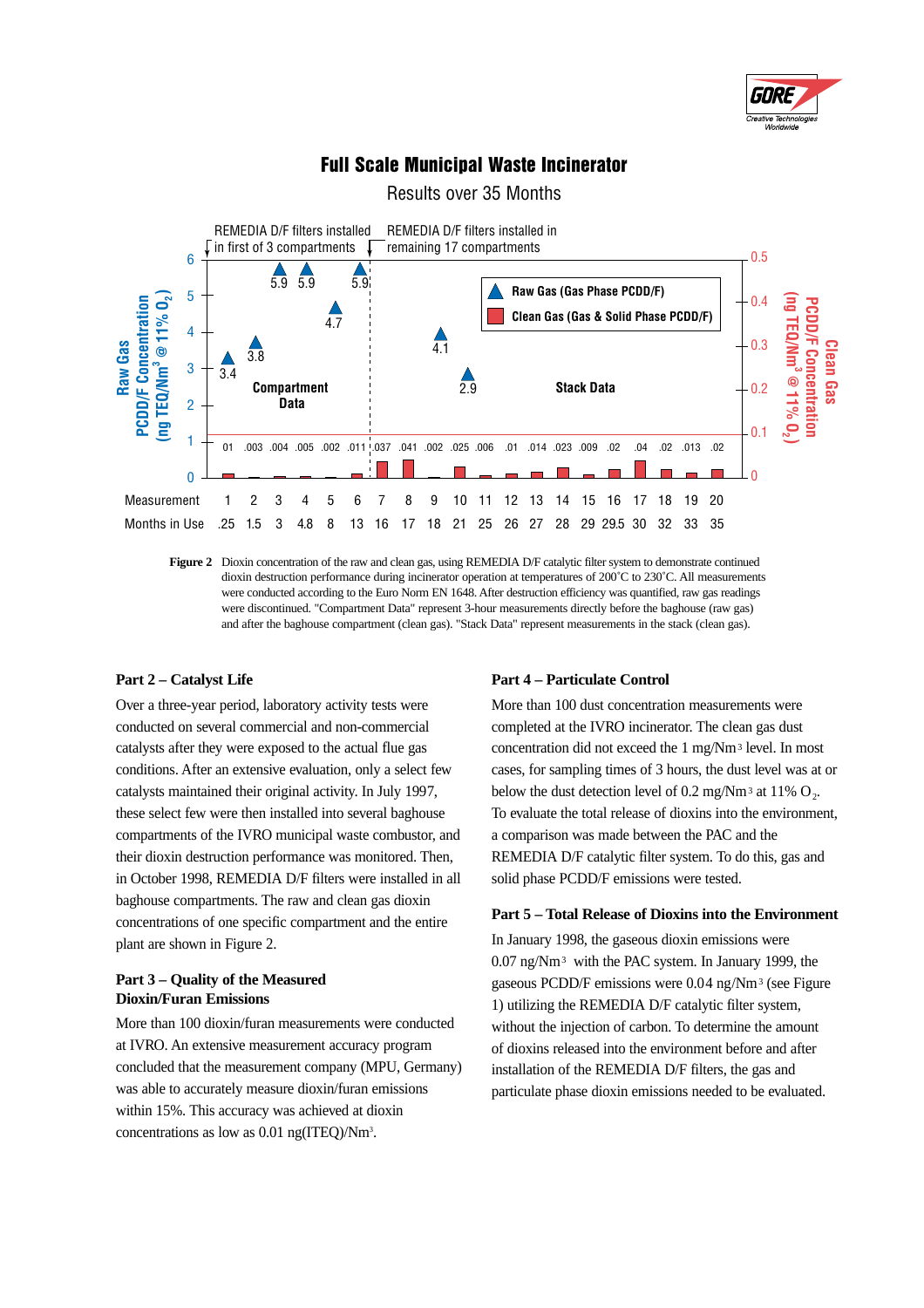## Full Scale Municipal Waste Incinerator

Results over 35 Months

| Measurement | 1 | 2 | 3 | 4 | 5 | 6 | 7 | 8 | 9 | 10 | 11 | 12 | 13 | 14 | 15 | 16 | 17 | 18 | 19 | 20 |
|---|---|---|---|---|---|---|---|---|---|---|---|---|---|---|---|---|---|---|---|---|
| Months in Use | .25 | 1.5 | 3 | 4.8 | 8 | 13 | 16 | 17 | 18 | 21 | 25 | 26 | 27 | 28 | 29 | 29.5 | 30 | 32 | 33 | 35 |
| Raw Gas (Gas Phase PCDD/F) (ng TEQ/$Nm^3$ @ 11% $O_2$) | 3.4 | 3.8 | 5.9 | 5.9 | 4.7 | 5.9 | | | 4.1 | 2.9 | | | | | | | | | | |
| Clean Gas (Gas & Solid Phase PCDD/F) (ng TEQ/$Nm^3$ @ 11% $O_2$) | .01 | .003 | .004 | .005 | .002 | .011 | .037 | .041 | .002 | .025 | .006 | .01 | .014 | .023 | .009 | .02 | .04 | .02 | .013 | .02 |

REMEDIA D/F filters installed in first of 3 compartments (measurements 1–6: Compartment Data). REMEDIA D/F filters installed in remaining 17 compartments (measurements 7–20: Stack Data).

**Figure 2** Dioxin concentration of the raw and clean gas, using REMEDIA D/F catalytic filter system to demonstrate continued dioxin destruction performance during incinerator operation at temperatures of 200˚C to 230˚C. All measurements were conducted according to the Euro Norm EN 1648. After destruction efficiency was quantified, raw gas readings were discontinued. "Compartment Data" represent 3-hour measurements directly before the baghouse (raw gas) and after the baghouse compartment (clean gas). "Stack Data" represent measurements in the stack (clean gas).

### Part 2 – Catalyst Life

Over a three-year period, laboratory activity tests were conducted on several commercial and non-commercial catalysts after they were exposed to the actual flue gas conditions. After an extensive evaluation, only a select few catalysts maintained their original activity. In July 1997, these select few were then installed into several baghouse compartments of the IVRO municipal waste combustor, and their dioxin destruction performance was monitored. Then, in October 1998, REMEDIA D/F filters were installed in all baghouse compartments. The raw and clean gas dioxin concentrations of one specific compartment and the entire plant are shown in Figure 2.

### Part 3 – Quality of the Measured Dioxin/Furan Emissions

More than 100 dioxin/furan measurements were conducted at IVRO. An extensive measurement accuracy program concluded that the measurement company (MPU, Germany) was able to accurately measure dioxin/furan emissions within 15%. This accuracy was achieved at dioxin concentrations as low as 0.01 ng(ITEQ)/$Nm^3$.

### Part 4 – Particulate Control

More than 100 dust concentration measurements were completed at the IVRO incinerator. The clean gas dust concentration did not exceed the 1 mg/$Nm^3$ level. In most cases, for sampling times of 3 hours, the dust level was at or below the dust detection level of 0.2 mg/$Nm^3$ at 11% $O_2$. To evaluate the total release of dioxins into the environment, a comparison was made between the PAC and the REMEDIA D/F catalytic filter system. To do this, gas and solid phase PCDD/F emissions were tested.

### Part 5 – Total Release of Dioxins into the Environment

In January 1998, the gaseous dioxin emissions were 0.07 ng/$Nm^3$ with the PAC system. In January 1999, the gaseous PCDD/F emissions were 0.04 ng/$Nm^3$ (see Figure 1) utilizing the REMEDIA D/F catalytic filter system, without the injection of carbon. To determine the amount of dioxins released into the environment before and after installation of the REMEDIA D/F filters, the gas and particulate phase dioxin emissions needed to be evaluated.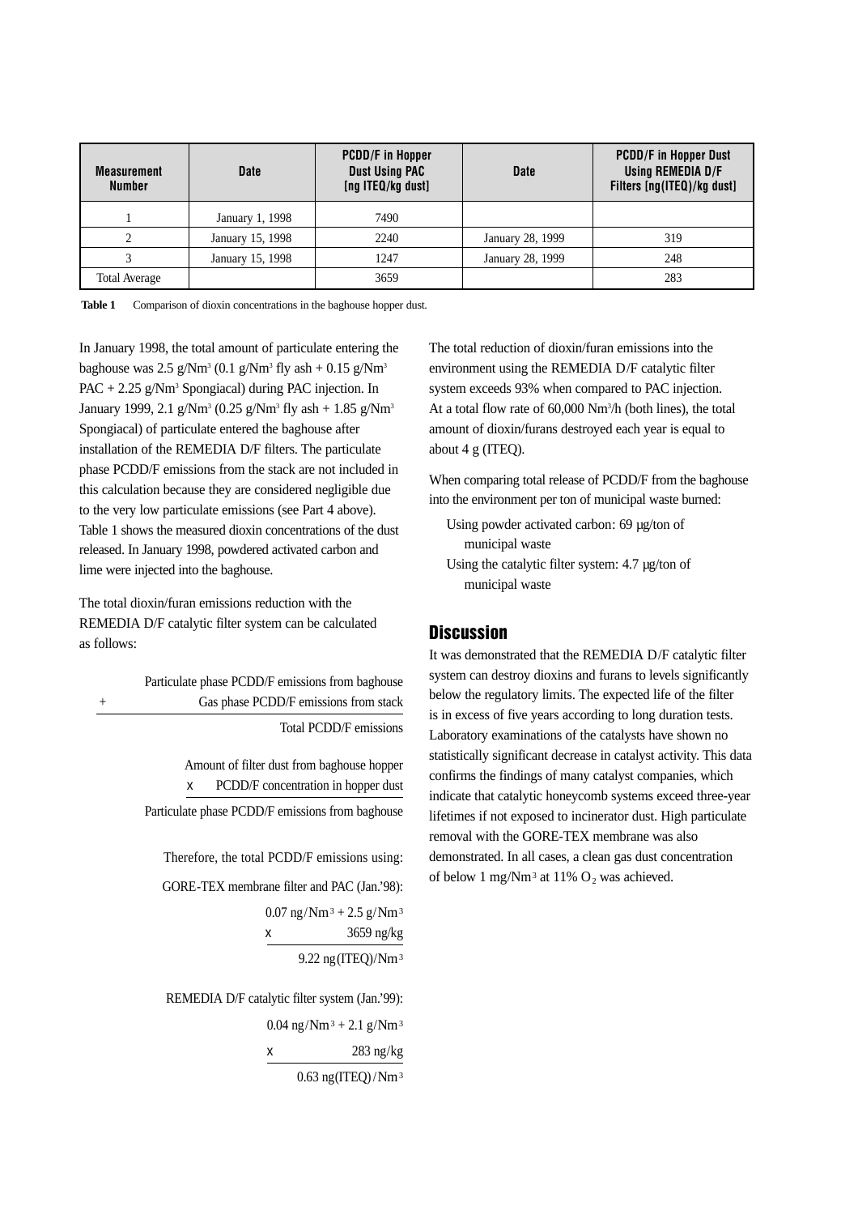| Measurement Number | Date | PCDD/F in Hopper Dust Using PAC [ng ITEQ/kg dust] | Date | PCDD/F in Hopper Dust Using REMEDIA D/F Filters [ng(ITEQ)/kg dust] |
|---|---|---|---|---|
| 1 | January 1, 1998 | 7490 | | |
| 2 | January 15, 1998 | 2240 | January 28, 1999 | 319 |
| 3 | January 15, 1998 | 1247 | January 28, 1999 | 248 |
| Total Average | | 3659 | | 283 |

**Table 1** Comparison of dioxin concentrations in the baghouse hopper dust.

In January 1998, the total amount of particulate entering the baghouse was 2.5 g/Nm³ (0.1 g/Nm³ fly ash + 0.15 g/Nm³ PAC + 2.25 g/Nm³ Spongiacal) during PAC injection. In January 1999, 2.1 g/Nm³ (0.25 g/Nm³ fly ash + 1.85 g/Nm³ Spongiacal) of particulate entered the baghouse after installation of the REMEDIA D/F filters. The particulate phase PCDD/F emissions from the stack are not included in this calculation because they are considered negligible due to the very low particulate emissions (see Part 4 above). Table 1 shows the measured dioxin concentrations of the dust released. In January 1998, powdered activated carbon and lime were injected into the baghouse.

The total dioxin/furan emissions reduction with the REMEDIA D/F catalytic filter system can be calculated as follows:

  Particulate phase PCDD/F emissions from baghouse
\+ Gas phase PCDD/F emissions from stack
= Total PCDD/F emissions

  Amount of filter dust from baghouse hopper
x PCDD/F concentration in hopper dust
= Particulate phase PCDD/F emissions from baghouse

Therefore, the total PCDD/F emissions using:

GORE-TEX membrane filter and PAC (Jan.'98):

  0.07 ng/Nm³ + 2.5 g/Nm³
x 3659 ng/kg
= 9.22 ng(ITEQ)/Nm³

REMEDIA D/F catalytic filter system (Jan.'99):

  0.04 ng/Nm³ + 2.1 g/Nm³
x 283 ng/kg
= 0.63 ng(ITEQ)/Nm³

The total reduction of dioxin/furan emissions into the environment using the REMEDIA D/F catalytic filter system exceeds 93% when compared to PAC injection. At a total flow rate of 60,000 Nm³/h (both lines), the total amount of dioxin/furans destroyed each year is equal to about 4 g (ITEQ).

When comparing total release of PCDD/F from the baghouse into the environment per ton of municipal waste burned:

- Using powder activated carbon: 69 µg/ton of municipal waste
- Using the catalytic filter system: 4.7 µg/ton of municipal waste

## Discussion

It was demonstrated that the REMEDIA D/F catalytic filter system can destroy dioxins and furans to levels significantly below the regulatory limits. The expected life of the filter is in excess of five years according to long duration tests. Laboratory examinations of the catalysts have shown no statistically significant decrease in catalyst activity. This data confirms the findings of many catalyst companies, which indicate that catalytic honeycomb systems exceed three-year lifetimes if not exposed to incinerator dust. High particulate removal with the GORE-TEX membrane was also demonstrated. In all cases, a clean gas dust concentration of below 1 mg/Nm³ at 11% $O_2$ was achieved.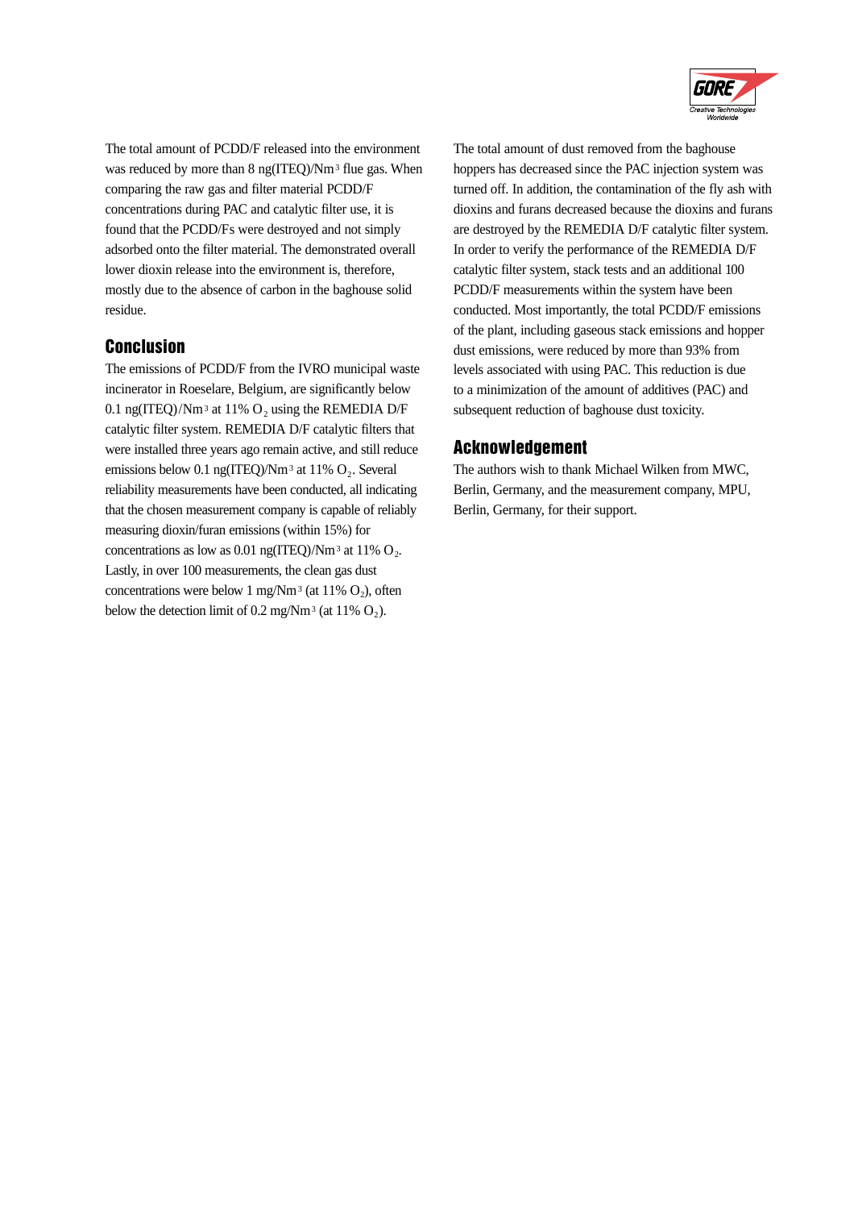The total amount of PCDD/F released into the environment was reduced by more than 8 ng(ITEQ)/Nm$^3$ flue gas. When comparing the raw gas and filter material PCDD/F concentrations during PAC and catalytic filter use, it is found that the PCDD/Fs were destroyed and not simply adsorbed onto the filter material. The demonstrated overall lower dioxin release into the environment is, therefore, mostly due to the absence of carbon in the baghouse solid residue.

## Conclusion

The emissions of PCDD/F from the IVRO municipal waste incinerator in Roeselare, Belgium, are significantly below 0.1 ng(ITEQ)/Nm$^3$ at 11% $O_2$ using the REMEDIA D/F catalytic filter system. REMEDIA D/F catalytic filters that were installed three years ago remain active, and still reduce emissions below 0.1 ng(ITEQ)/Nm$^3$ at 11% $O_2$. Several reliability measurements have been conducted, all indicating that the chosen measurement company is capable of reliably measuring dioxin/furan emissions (within 15%) for concentrations as low as 0.01 ng(ITEQ)/Nm$^3$ at 11% $O_2$. Lastly, in over 100 measurements, the clean gas dust concentrations were below 1 mg/Nm$^3$ (at 11% $O_2$), often below the detection limit of 0.2 mg/Nm$^3$ (at 11% $O_2$).

The total amount of dust removed from the baghouse hoppers has decreased since the PAC injection system was turned off. In addition, the contamination of the fly ash with dioxins and furans decreased because the dioxins and furans are destroyed by the REMEDIA D/F catalytic filter system. In order to verify the performance of the REMEDIA D/F catalytic filter system, stack tests and an additional 100 PCDD/F measurements within the system have been conducted. Most importantly, the total PCDD/F emissions of the plant, including gaseous stack emissions and hopper dust emissions, were reduced by more than 93% from levels associated with using PAC. This reduction is due to a minimization of the amount of additives (PAC) and subsequent reduction of baghouse dust toxicity.

## Acknowledgement

The authors wish to thank Michael Wilken from MWC, Berlin, Germany, and the measurement company, MPU, Berlin, Germany, for their support.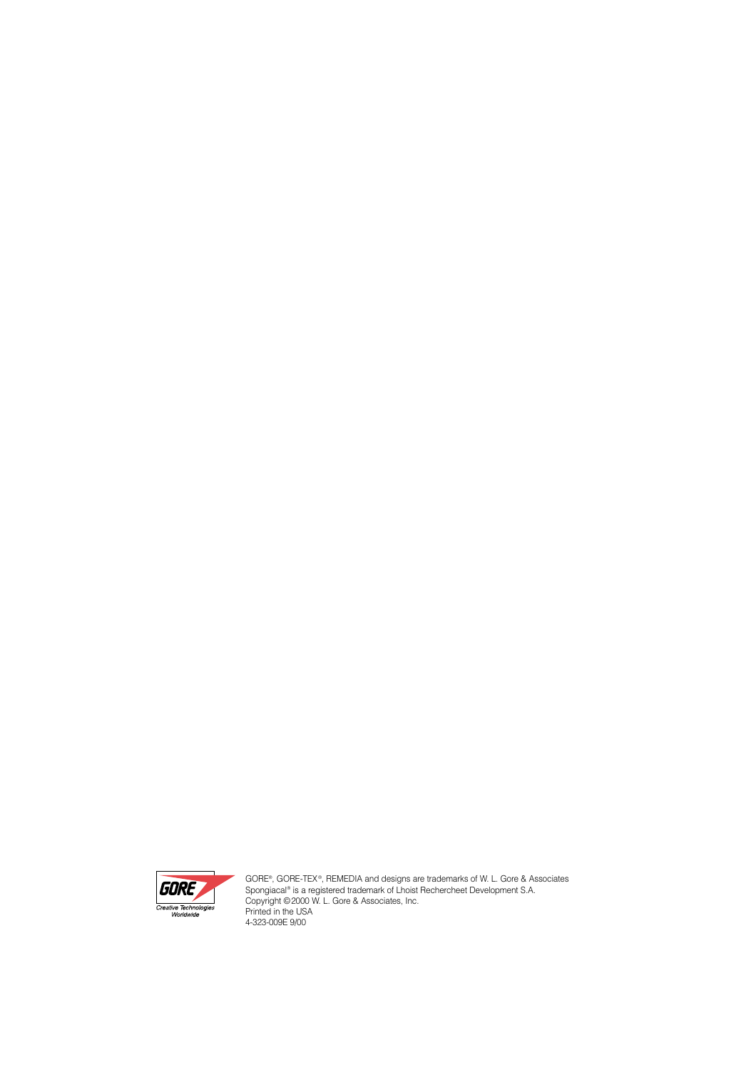GORE Creative Technologies Worldwide

GORE®, GORE-TEX®, REMEDIA and designs are trademarks of W. L. Gore & Associates
Spongiacal® is a registered trademark of Lhoist Rechercheet Development S.A.
Copyright ©2000 W. L. Gore & Associates, Inc.
Printed in the USA
4-323-009E 9/00